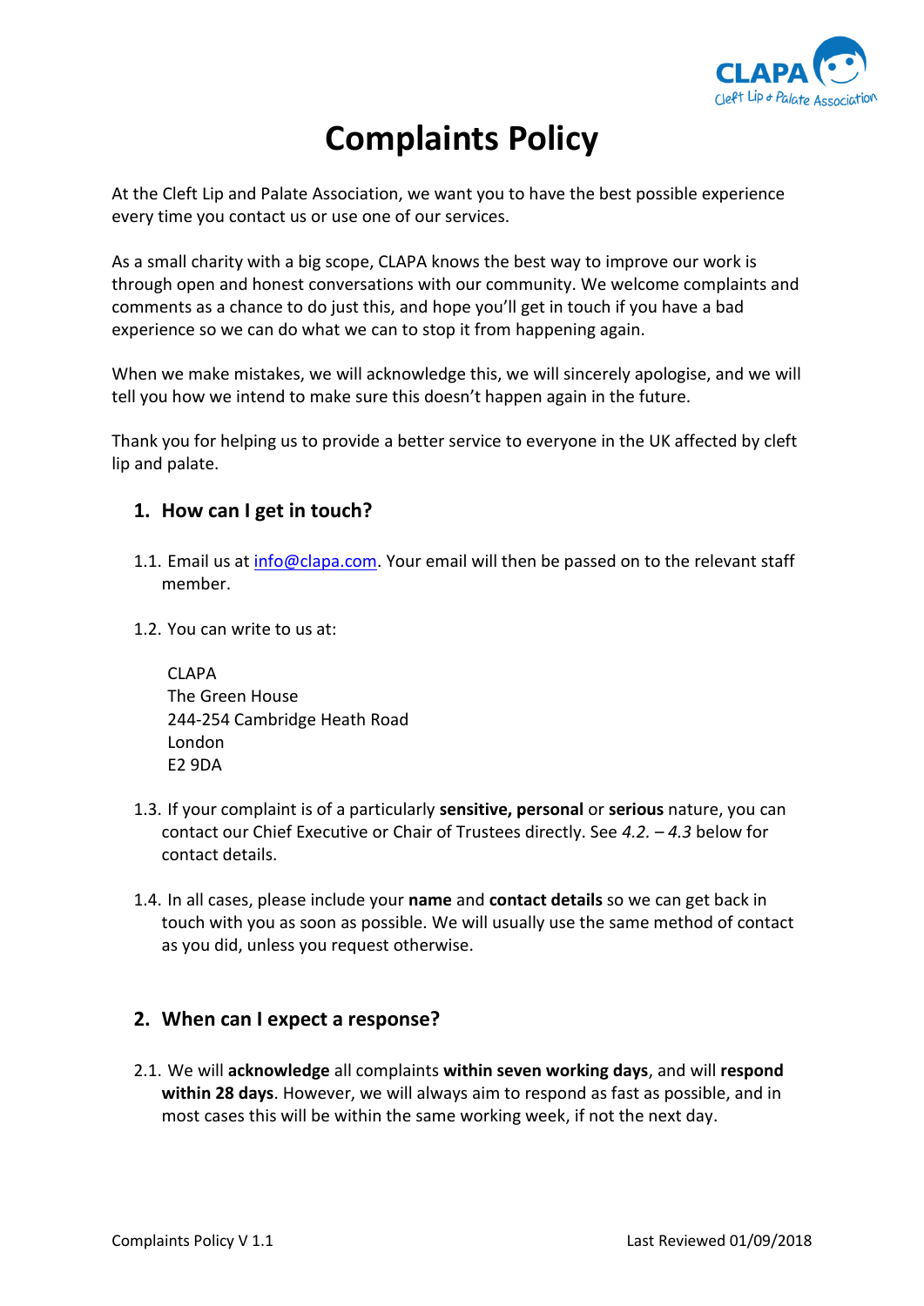# Complaints Policy

At the Cleft Lip and Palate Association, we want you to have the best possible experience every time you contact us or use one of our services.

As a small charity with a big scope, CLAPA knows the best way to improve our work is through open and honest conversations with our community. We welcome complaints and comments as a chance to do just this, and hope you'll get in touch if you have a bad experience so we can do what we can to stop it from happening again.

When we make mistakes, we will acknowledge this, we will sincerely apologise, and we will tell you how we intend to make sure this doesn't happen again in the future.

Thank you for helping us to provide a better service to everyone in the UK affected by cleft lip and palate.

## 1. How can I get in touch?

1.1. Email us at info@clapa.com. Your email will then be passed on to the relevant staff member.

1.2. You can write to us at:

CLAPA
The Green House
244-254 Cambridge Heath Road
London
E2 9DA

1.3. If your complaint is of a particularly **sensitive, personal** or **serious** nature, you can contact our Chief Executive or Chair of Trustees directly. See *4.2. – 4.3* below for contact details.

1.4. In all cases, please include your **name** and **contact details** so we can get back in touch with you as soon as possible. We will usually use the same method of contact as you did, unless you request otherwise.

## 2. When can I expect a response?

2.1. We will **acknowledge** all complaints **within seven working days**, and will **respond within 28 days**. However, we will always aim to respond as fast as possible, and in most cases this will be within the same working week, if not the next day.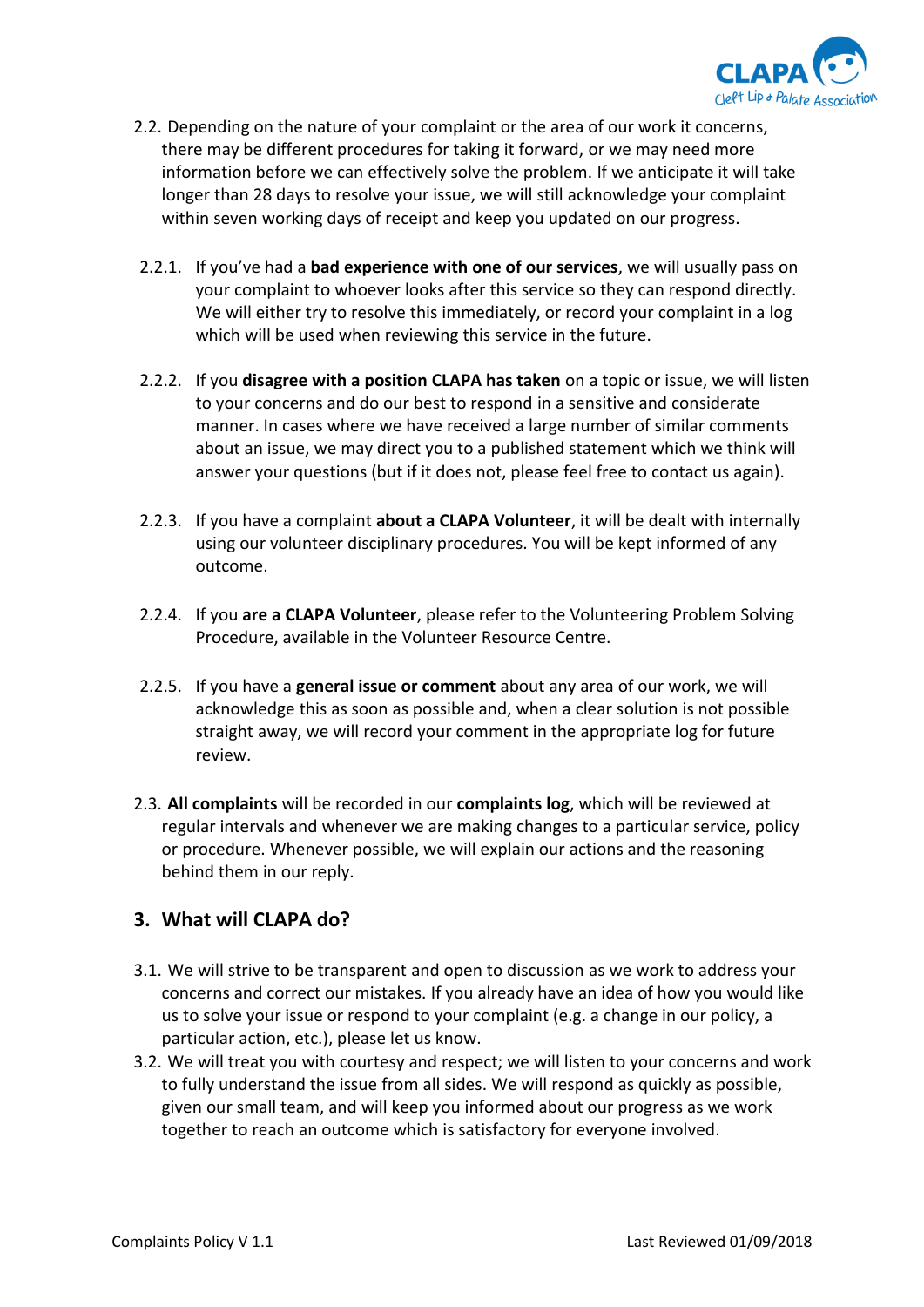2.2. Depending on the nature of your complaint or the area of our work it concerns, there may be different procedures for taking it forward, or we may need more information before we can effectively solve the problem. If we anticipate it will take longer than 28 days to resolve your issue, we will still acknowledge your complaint within seven working days of receipt and keep you updated on our progress.

2.2.1. If you've had a **bad experience with one of our services**, we will usually pass on your complaint to whoever looks after this service so they can respond directly. We will either try to resolve this immediately, or record your complaint in a log which will be used when reviewing this service in the future.

2.2.2. If you **disagree with a position CLAPA has taken** on a topic or issue, we will listen to your concerns and do our best to respond in a sensitive and considerate manner. In cases where we have received a large number of similar comments about an issue, we may direct you to a published statement which we think will answer your questions (but if it does not, please feel free to contact us again).

2.2.3. If you have a complaint **about a CLAPA Volunteer**, it will be dealt with internally using our volunteer disciplinary procedures. You will be kept informed of any outcome.

2.2.4. If you **are a CLAPA Volunteer**, please refer to the Volunteering Problem Solving Procedure, available in the Volunteer Resource Centre.

2.2.5. If you have a **general issue or comment** about any area of our work, we will acknowledge this as soon as possible and, when a clear solution is not possible straight away, we will record your comment in the appropriate log for future review.

2.3. **All complaints** will be recorded in our **complaints log**, which will be reviewed at regular intervals and whenever we are making changes to a particular service, policy or procedure. Whenever possible, we will explain our actions and the reasoning behind them in our reply.

## 3. What will CLAPA do?

3.1. We will strive to be transparent and open to discussion as we work to address your concerns and correct our mistakes. If you already have an idea of how you would like us to solve your issue or respond to your complaint (e.g. a change in our policy, a particular action, etc.), please let us know.

3.2. We will treat you with courtesy and respect; we will listen to your concerns and work to fully understand the issue from all sides. We will respond as quickly as possible, given our small team, and will keep you informed about our progress as we work together to reach an outcome which is satisfactory for everyone involved.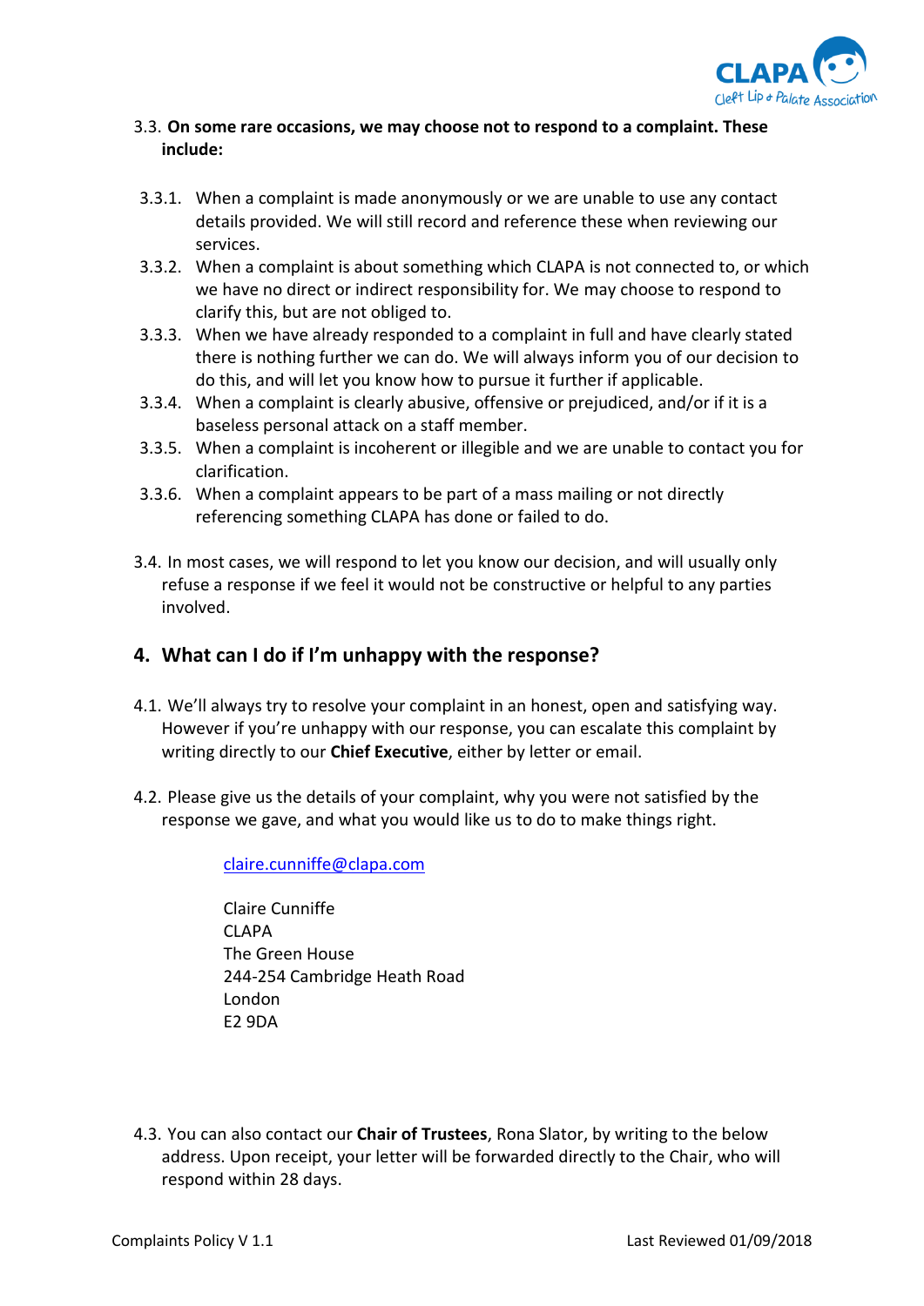3.3. **On some rare occasions, we may choose not to respond to a complaint. These include:**

3.3.1. When a complaint is made anonymously or we are unable to use any contact details provided. We will still record and reference these when reviewing our services.

3.3.2. When a complaint is about something which CLAPA is not connected to, or which we have no direct or indirect responsibility for. We may choose to respond to clarify this, but are not obliged to.

3.3.3. When we have already responded to a complaint in full and have clearly stated there is nothing further we can do. We will always inform you of our decision to do this, and will let you know how to pursue it further if applicable.

3.3.4. When a complaint is clearly abusive, offensive or prejudiced, and/or if it is a baseless personal attack on a staff member.

3.3.5. When a complaint is incoherent or illegible and we are unable to contact you for clarification.

3.3.6. When a complaint appears to be part of a mass mailing or not directly referencing something CLAPA has done or failed to do.

3.4. In most cases, we will respond to let you know our decision, and will usually only refuse a response if we feel it would not be constructive or helpful to any parties involved.

## 4. What can I do if I'm unhappy with the response?

4.1. We'll always try to resolve your complaint in an honest, open and satisfying way. However if you're unhappy with our response, you can escalate this complaint by writing directly to our **Chief Executive**, either by letter or email.

4.2. Please give us the details of your complaint, why you were not satisfied by the response we gave, and what you would like us to do to make things right.

claire.cunniffe@clapa.com

Claire Cunniffe
CLAPA
The Green House
244-254 Cambridge Heath Road
London
E2 9DA

4.3. You can also contact our **Chair of Trustees**, Rona Slator, by writing to the below address. Upon receipt, your letter will be forwarded directly to the Chair, who will respond within 28 days.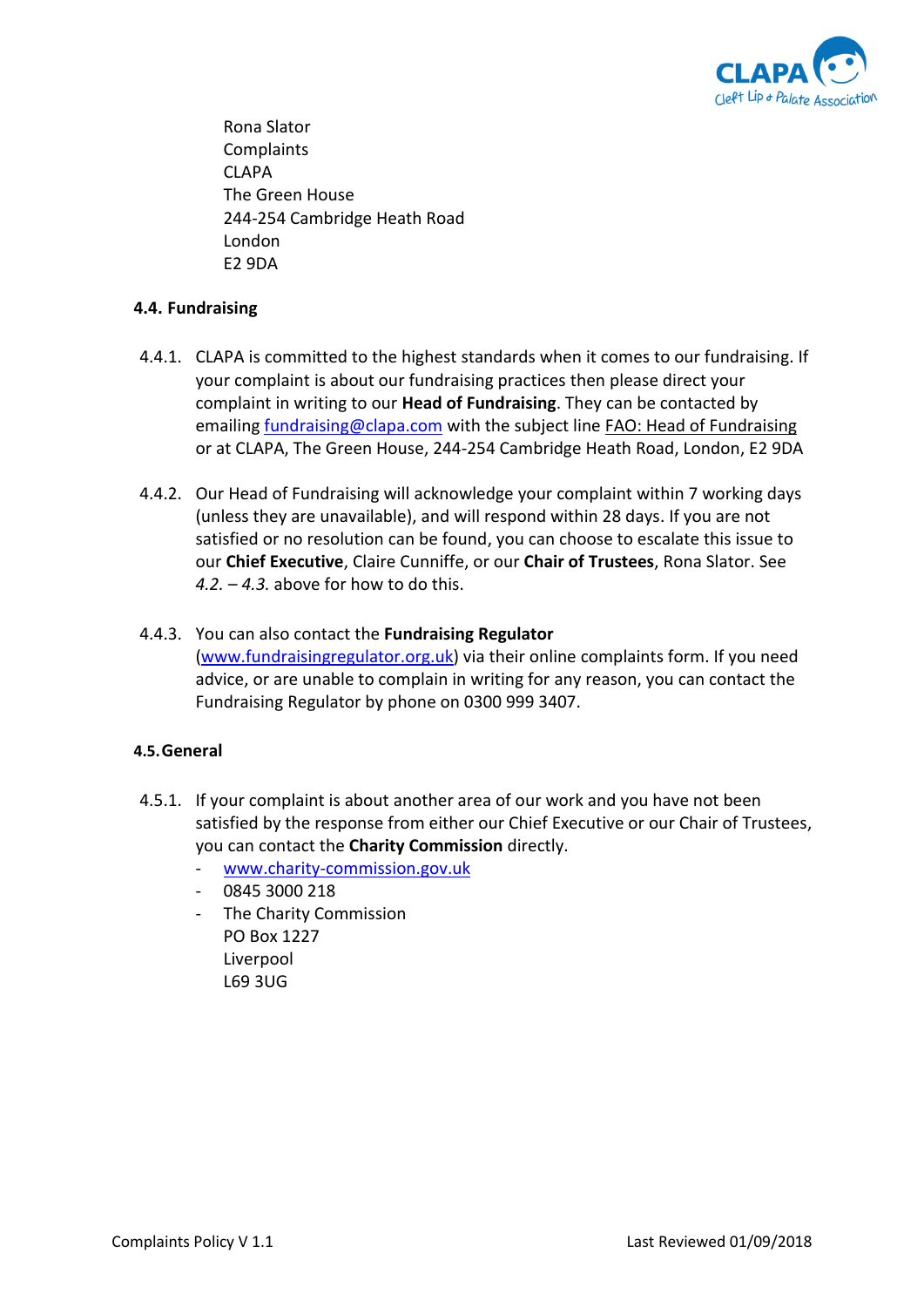Rona Slator
Complaints
CLAPA
The Green House
244-254 Cambridge Heath Road
London
E2 9DA

### 4.4. Fundraising

4.4.1. CLAPA is committed to the highest standards when it comes to our fundraising. If your complaint is about our fundraising practices then please direct your complaint in writing to our **Head of Fundraising**. They can be contacted by emailing fundraising@clapa.com with the subject line FAO: Head of Fundraising or at CLAPA, The Green House, 244-254 Cambridge Heath Road, London, E2 9DA

4.4.2. Our Head of Fundraising will acknowledge your complaint within 7 working days (unless they are unavailable), and will respond within 28 days. If you are not satisfied or no resolution can be found, you can choose to escalate this issue to our **Chief Executive**, Claire Cunniffe, or our **Chair of Trustees**, Rona Slator. See *4.2. – 4.3.* above for how to do this.

4.4.3. You can also contact the **Fundraising Regulator** (www.fundraisingregulator.org.uk) via their online complaints form. If you need advice, or are unable to complain in writing for any reason, you can contact the Fundraising Regulator by phone on 0300 999 3407.

### 4.5. General

4.5.1. If your complaint is about another area of our work and you have not been satisfied by the response from either our Chief Executive or our Chair of Trustees, you can contact the **Charity Commission** directly.

- www.charity-commission.gov.uk
- 0845 3000 218
- The Charity Commission
  PO Box 1227
  Liverpool
  L69 3UG